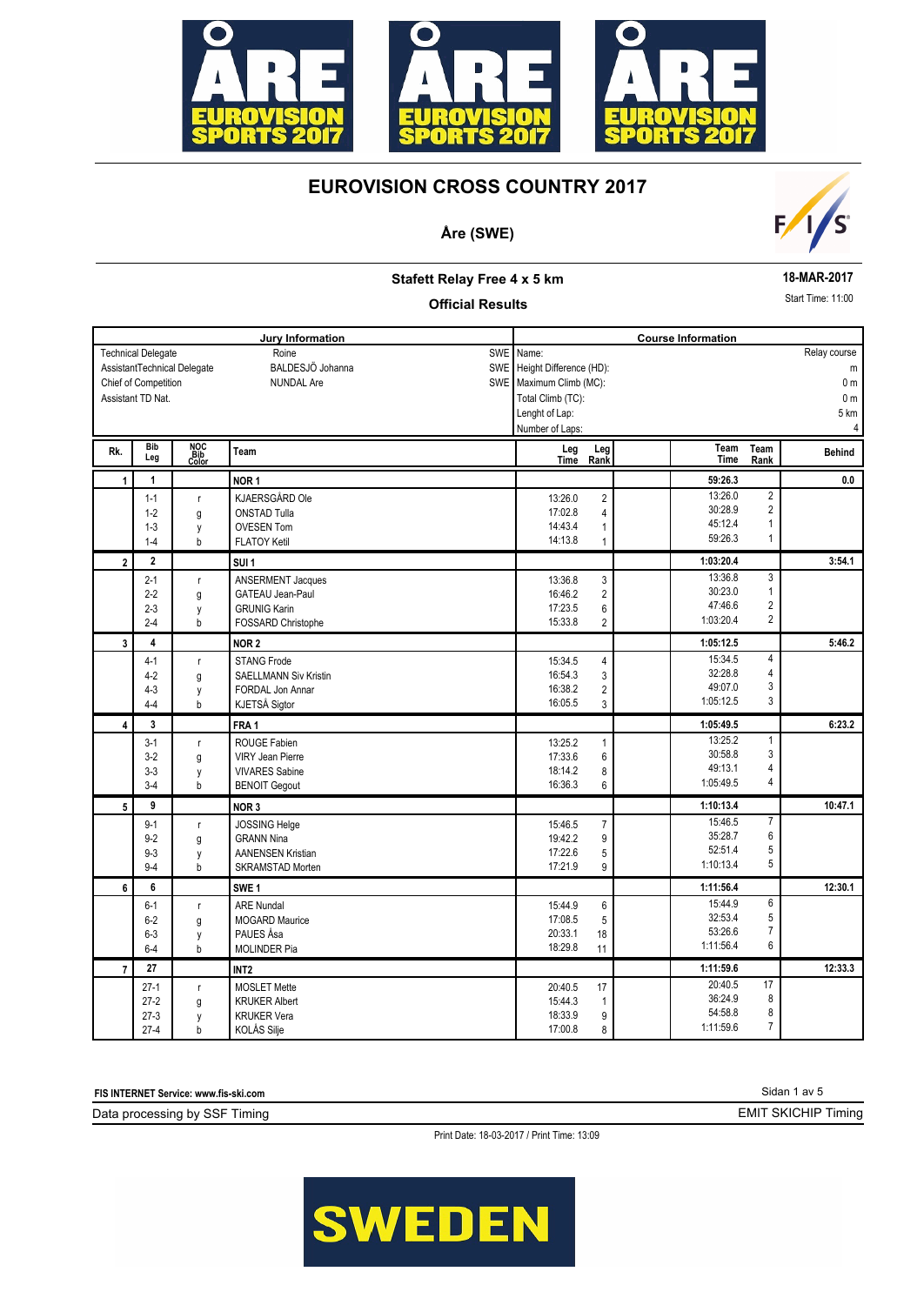# EUROVISION CROSS COUNTRY 2017

## Åre (SWE)

### Stafett Relay Free 4 x 5 km

**Official Results**

**18-MAR-2017**

Start Time: 11:00

| Jury Information | | | Course Information | |
|---|---|---|---|---|
| Technical Delegate | Roine | SWE | Name: | Relay course |
| AssistantTechnical Delegate | BALDESJÖ Johanna | SWE | Height Difference (HD): | m |
| Chief of Competition | NUNDAL Are | SWE | Maximum Climb (MC): | 0 m |
| Assistant TD Nat. | | | Total Climb (TC): | 0 m |
| | | | Lenght of Lap: | 5 km |
| | | | Number of Laps: | 4 |

| Rk. | Bib Leg | NOC Bib Color | Team | Leg Time | Leg Rank | Team Time | Team Rank | Behind |
|---|---|---|---|---|---|---|---|---|
| 1 | 1 | | NOR 1 | | | 59:26.3 | | 0.0 |
| | 1-1 | r | KJAERSGÅRD Ole | 13:26.0 | 2 | 13:26.0 | 2 | |
| | 1-2 | g | ONSTAD Tulla | 17:02.8 | 4 | 30:28.9 | 2 | |
| | 1-3 | y | OVESEN Tom | 14:43.4 | 1 | 45:12.4 | 1 | |
| | 1-4 | b | FLATOY Ketil | 14:13.8 | 1 | 59:26.3 | 1 | |
| 2 | 2 | | SUI 1 | | | 1:03:20.4 | | 3:54.1 |
| | 2-1 | r | ANSERMENT Jacques | 13:36.8 | 3 | 13:36.8 | 3 | |
| | 2-2 | g | GATEAU Jean-Paul | 16:46.2 | 2 | 30:23.0 | 1 | |
| | 2-3 | y | GRUNIG Karin | 17:23.5 | 6 | 47:46.6 | 2 | |
| | 2-4 | b | FOSSARD Christophe | 15:33.8 | 2 | 1:03:20.4 | 2 | |
| 3 | 4 | | NOR 2 | | | 1:05:12.5 | | 5:46.2 |
| | 4-1 | r | STANG Frode | 15:34.5 | 4 | 15:34.5 | 4 | |
| | 4-2 | g | SAELLMANN Siv Kristin | 16:54.3 | 3 | 32:28.8 | 4 | |
| | 4-3 | y | FORDAL Jon Annar | 16:38.2 | 2 | 49:07.0 | 3 | |
| | 4-4 | b | KJETSÅ Sigtor | 16:05.5 | 3 | 1:05:12.5 | 3 | |
| 4 | 3 | | FRA 1 | | | 1:05:49.5 | | 6:23.2 |
| | 3-1 | r | ROUGE Fabien | 13:25.2 | 1 | 13:25.2 | 1 | |
| | 3-2 | g | VIRY Jean Pierre | 17:33.6 | 6 | 30:58.8 | 3 | |
| | 3-3 | y | VIVARES Sabine | 18:14.2 | 8 | 49:13.1 | 4 | |
| | 3-4 | b | BENOIT Gegout | 16:36.3 | 6 | 1:05:49.5 | 4 | |
| 5 | 9 | | NOR 3 | | | 1:10:13.4 | | 10:47.1 |
| | 9-1 | r | JOSSING Helge | 15:46.5 | 7 | 15:46.5 | 7 | |
| | 9-2 | g | GRANN Nina | 19:42.2 | 9 | 35:28.7 | 6 | |
| | 9-3 | y | AANENSEN Kristian | 17:22.6 | 5 | 52:51.4 | 5 | |
| | 9-4 | b | SKRAMSTAD Morten | 17:21.9 | 9 | 1:10:13.4 | 5 | |
| 6 | 6 | | SWE 1 | | | 1:11:56.4 | | 12:30.1 |
| | 6-1 | r | ARE Nundal | 15:44.9 | 6 | 15:44.9 | 6 | |
| | 6-2 | g | MOGARD Maurice | 17:08.5 | 5 | 32:53.4 | 5 | |
| | 6-3 | y | PAUES Åsa | 20:33.1 | 18 | 53:26.6 | 7 | |
| | 6-4 | b | MOLINDER Pia | 18:29.8 | 11 | 1:11:56.4 | 6 | |
| 7 | 27 | | INT2 | | | 1:11:59.6 | | 12:33.3 |
| | 27-1 | r | MOSLET Mette | 20:40.5 | 17 | 20:40.5 | 17 | |
| | 27-2 | g | KRUKER Albert | 15:44.3 | 1 | 36:24.9 | 8 | |
| | 27-3 | y | KRUKER Vera | 18:33.9 | 9 | 54:58.8 | 8 | |
| | 27-4 | b | KOLÅS Silje | 17:00.8 | 8 | 1:11:59.6 | 7 | |

FIS INTERNET Service: www.fis-ski.com

Data processing by SSF Timing

EMIT SKICHIP Timing

Print Date: 18-03-2017 / Print Time: 13:09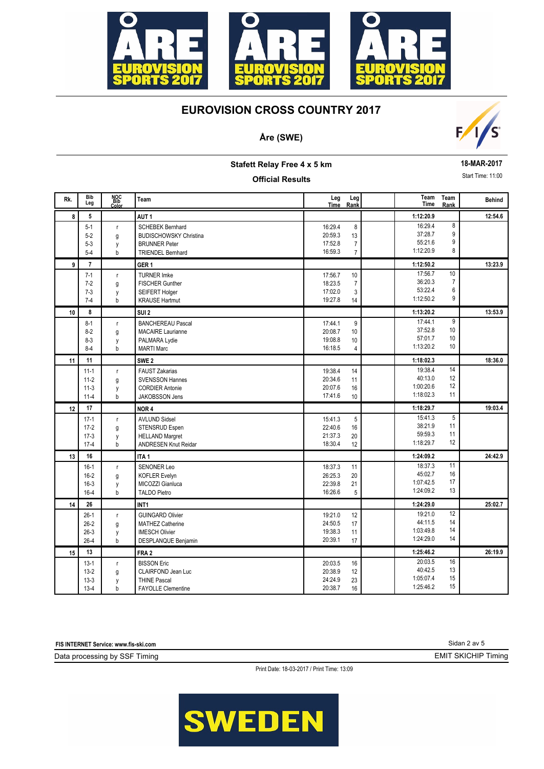# EUROVISION CROSS COUNTRY 2017

## Åre (SWE)

### Stafett Relay Free 4 x 5 km

**Official Results**

**18-MAR-2017**

Start Time: 11:00

| Rk. | Bib Leg | NOC Bib Color | Team | Leg Time | Leg Rank | Team Time | Team Rank | Behind |
|---|---|---|---|---|---|---|---|---|
| 8 | 5 | | AUT 1 | | | 1:12:20.9 | | 12:54.6 |
| | 5-1 | r | SCHEBEK Bernhard | 16:29.4 | 8 | 16:29.4 | 8 | |
| | 5-2 | g | BUDISCHOWSKY Christina | 20:59.3 | 13 | 37:28.7 | 9 | |
| | 5-3 | y | BRUNNER Peter | 17:52.8 | 7 | 55:21.6 | 9 | |
| | 5-4 | b | TRIENDEL Bernhard | 16:59.3 | 7 | 1:12:20.9 | 8 | |
| 9 | 7 | | GER 1 | | | 1:12:50.2 | | 13:23.9 |
| | 7-1 | r | TURNER Imke | 17:56.7 | 10 | 17:56.7 | 10 | |
| | 7-2 | g | FISCHER Gunther | 18:23.5 | 7 | 36:20.3 | 7 | |
| | 7-3 | y | SEIFERT Holger | 17:02.0 | 3 | 53:22.4 | 6 | |
| | 7-4 | b | KRAUSE Hartmut | 19:27.8 | 14 | 1:12:50.2 | 9 | |
| 10 | 8 | | SUI 2 | | | 1:13:20.2 | | 13:53.9 |
| | 8-1 | r | BANCHEREAU Pascal | 17:44.1 | 9 | 17:44.1 | 9 | |
| | 8-2 | g | MACAIRE Laurianne | 20:08.7 | 10 | 37:52.8 | 10 | |
| | 8-3 | y | PALMARA Lydie | 19:08.8 | 10 | 57:01.7 | 10 | |
| | 8-4 | b | MARTI Marc | 16:18.5 | 4 | 1:13:20.2 | 10 | |
| 11 | 11 | | SWE 2 | | | 1:18:02.3 | | 18:36.0 |
| | 11-1 | r | FAUST Zakarias | 19:38.4 | 14 | 19:38.4 | 14 | |
| | 11-2 | g | SVENSSON Hannes | 20:34.6 | 11 | 40:13.0 | 12 | |
| | 11-3 | y | CORDIER Antonie | 20:07.6 | 16 | 1:00:20.6 | 12 | |
| | 11-4 | b | JAKOBSSON Jens | 17:41.6 | 10 | 1:18:02.3 | 11 | |
| 12 | 17 | | NOR 4 | | | 1:18:29.7 | | 19:03.4 |
| | 17-1 | r | AVLUND Sidsel | 15:41.3 | 5 | 15:41.3 | 5 | |
| | 17-2 | g | STENSRUD Espen | 22:40.6 | 16 | 38:21.9 | 11 | |
| | 17-3 | y | HELLAND Margret | 21:37.3 | 20 | 59:59.3 | 11 | |
| | 17-4 | b | ANDRESEN Knut Reidar | 18:30.4 | 12 | 1:18:29.7 | 12 | |
| 13 | 16 | | ITA 1 | | | 1:24:09.2 | | 24:42.9 |
| | 16-1 | r | SENONER Leo | 18:37.3 | 11 | 18:37.3 | 11 | |
| | 16-2 | g | KOFLER Evelyn | 26:25.3 | 20 | 45:02.7 | 16 | |
| | 16-3 | y | MICOZZI Gianluca | 22:39.8 | 21 | 1:07:42.5 | 17 | |
| | 16-4 | b | TALDO Pietro | 16:26.6 | 5 | 1:24:09.2 | 13 | |
| 14 | 26 | | INT1 | | | 1:24:29.0 | | 25:02.7 |
| | 26-1 | r | GUINGARD Olivier | 19:21.0 | 12 | 19:21.0 | 12 | |
| | 26-2 | g | MATHEZ Catherine | 24:50.5 | 17 | 44:11.5 | 14 | |
| | 26-3 | y | IMESCH Olivier | 19:38.3 | 11 | 1:03:49.8 | 14 | |
| | 26-4 | b | DESPLANQUE Benjamin | 20:39.1 | 17 | 1:24:29.0 | 14 | |
| 15 | 13 | | FRA 2 | | | 1:25:46.2 | | 26:19.9 |
| | 13-1 | r | BISSON Eric | 20:03.5 | 16 | 20:03.5 | 16 | |
| | 13-2 | g | CLAIRFOND Jean Luc | 20:38.9 | 12 | 40:42.5 | 13 | |
| | 13-3 | y | THINE Pascal | 24:24.9 | 23 | 1:05:07.4 | 15 | |
| | 13-4 | b | FAYOLLE Clementine | 20:38.7 | 16 | 1:25:46.2 | 15 | |

**FIS INTERNET Service: www.fis-ski.com**

Data processing by SSF Timing

EMIT SKICHIP Timing

Print Date: 18-03-2017 / Print Time: 13:09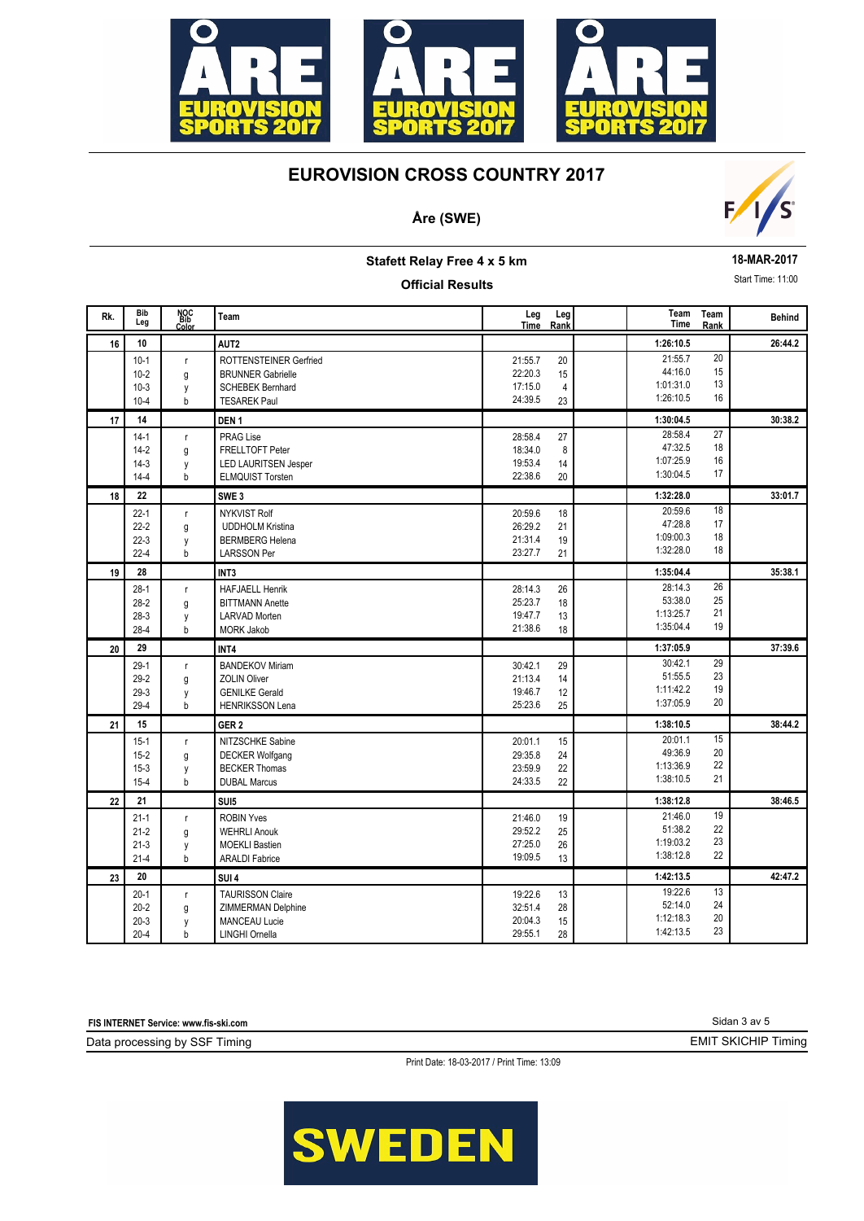# EUROVISION CROSS COUNTRY 2017

## Åre (SWE)

### Stafett Relay Free 4 x 5 km

**Official Results**

**18-MAR-2017**

Start Time: 11:00

| Rk. | Bib Leg | NOC Bib Color | Team | Leg Time | Leg Rank | Team Time | Team Rank | Behind |
|---|---|---|---|---|---|---|---|---|
| 16 | 10 | | AUT2 | | | 1:26:10.5 | | 26:44.2 |
| | 10-1 | r | ROTTENSTEINER Gerfried | 21:55.7 | 20 | 21:55.7 | 20 | |
| | 10-2 | g | BRUNNER Gabrielle | 22:20.3 | 15 | 44:16.0 | 15 | |
| | 10-3 | y | SCHEBEK Bernhard | 17:15.0 | 4 | 1:01:31.0 | 13 | |
| | 10-4 | b | TESAREK Paul | 24:39.5 | 23 | 1:26:10.5 | 16 | |
| 17 | 14 | | DEN 1 | | | 1:30:04.5 | | 30:38.2 |
| | 14-1 | r | PRAG Lise | 28:58.4 | 27 | 28:58.4 | 27 | |
| | 14-2 | g | FRELLTOFT Peter | 18:34.0 | 8 | 47:32.5 | 18 | |
| | 14-3 | y | LED LAURITSEN Jesper | 19:53.4 | 14 | 1:07:25.9 | 16 | |
| | 14-4 | b | ELMQUIST Torsten | 22:38.6 | 20 | 1:30:04.5 | 17 | |
| 18 | 22 | | SWE 3 | | | 1:32:28.0 | | 33:01.7 |
| | 22-1 | r | NYKVIST Rolf | 20:59.6 | 18 | 20:59.6 | 18 | |
| | 22-2 | g | UDDHOLM Kristina | 26:29.2 | 21 | 47:28.8 | 17 | |
| | 22-3 | y | BERMBERG Helena | 21:31.4 | 19 | 1:09:00.3 | 18 | |
| | 22-4 | b | LARSSON Per | 23:27.7 | 21 | 1:32:28.0 | 18 | |
| 19 | 28 | | INT3 | | | 1:35:04.4 | | 35:38.1 |
| | 28-1 | r | HAFJAELL Henrik | 28:14.3 | 26 | 28:14.3 | 26 | |
| | 28-2 | g | BITTMANN Anette | 25:23.7 | 18 | 53:38.0 | 25 | |
| | 28-3 | y | LARVAD Morten | 19:47.7 | 13 | 1:13:25.7 | 21 | |
| | 28-4 | b | MORK Jakob | 21:38.6 | 18 | 1:35:04.4 | 19 | |
| 20 | 29 | | INT4 | | | 1:37:05.9 | | 37:39.6 |
| | 29-1 | r | BANDEKOV Miriam | 30:42.1 | 29 | 30:42.1 | 29 | |
| | 29-2 | g | ZOLIN Oliver | 21:13.4 | 14 | 51:55.5 | 23 | |
| | 29-3 | y | GENILKE Gerald | 19:46.7 | 12 | 1:11:42.2 | 19 | |
| | 29-4 | b | HENRIKSSON Lena | 25:23.6 | 25 | 1:37:05.9 | 20 | |
| 21 | 15 | | GER 2 | | | 1:38:10.5 | | 38:44.2 |
| | 15-1 | r | NITZSCHKE Sabine | 20:01.1 | 15 | 20:01.1 | 15 | |
| | 15-2 | g | DECKER Wolfgang | 29:35.8 | 24 | 49:36.9 | 20 | |
| | 15-3 | y | BECKER Thomas | 23:59.9 | 22 | 1:13:36.9 | 22 | |
| | 15-4 | b | DUBAL Marcus | 24:33.5 | 22 | 1:38:10.5 | 21 | |
| 22 | 21 | | SUI5 | | | 1:38:12.8 | | 38:46.5 |
| | 21-1 | r | ROBIN Yves | 21:46.0 | 19 | 21:46.0 | 19 | |
| | 21-2 | g | WEHRLI Anouk | 29:52.2 | 25 | 51:38.2 | 22 | |
| | 21-3 | y | MOEKLI Bastien | 27:25.0 | 26 | 1:19:03.2 | 23 | |
| | 21-4 | b | ARALDI Fabrice | 19:09.5 | 13 | 1:38:12.8 | 22 | |
| 23 | 20 | | SUI 4 | | | 1:42:13.5 | | 42:47.2 |
| | 20-1 | r | TAURISSON Claire | 19:22.6 | 13 | 19:22.6 | 13 | |
| | 20-2 | g | ZIMMERMAN Delphine | 32:51.4 | 28 | 52:14.0 | 24 | |
| | 20-3 | y | MANCEAU Lucie | 20:04.3 | 15 | 1:12:18.3 | 20 | |
| | 20-4 | b | LINGHI Ornella | 29:55.1 | 28 | 1:42:13.5 | 23 | |

FIS INTERNET Service: www.fis-ski.com

Data processing by SSF Timing

EMIT SKICHIP Timing

Print Date: 18-03-2017 / Print Time: 13:09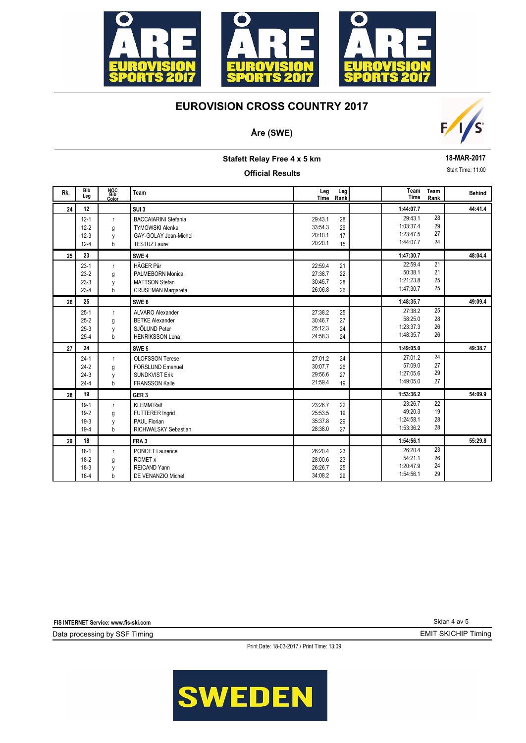# EUROVISION CROSS COUNTRY 2017

## Åre (SWE)

### Stafett Relay Free 4 x 5 km

**Official Results**

**18-MAR-2017**

Start Time: 11:00

| Rk. | Bib Leg | NOC Bib Color | Team | Leg Time | Leg Rank | Team Time | Team Rank | Behind |
|---|---|---|---|---|---|---|---|---|
| **24** | **12** | | **SUI 3** | | | **1:44:07.7** | | **44:41.4** |
| | 12-1 | r | BACCAIARINI Stefania | 29:43.1 | 28 | 29:43.1 | 28 | |
| | 12-2 | g | TYMOWSKI Alenka | 33:54.3 | 29 | 1:03:37.4 | 29 | |
| | 12-3 | y | GAY-GOLAY Jean-Michel | 20:10.1 | 17 | 1:23:47.5 | 27 | |
| | 12-4 | b | TESTUZ Laure | 20:20.1 | 15 | 1:44:07.7 | 24 | |
| **25** | **23** | | **SWE 4** | | | **1:47:30.7** | | **48:04.4** |
| | 23-1 | r | HÄGER Pär | 22:59.4 | 21 | 22:59.4 | 21 | |
| | 23-2 | g | PALMEBORN Monica | 27:38.7 | 22 | 50:38.1 | 21 | |
| | 23-3 | y | MATTSON Stefan | 30:45.7 | 28 | 1:21:23.8 | 25 | |
| | 23-4 | b | CRUSEMAN Margareta | 26:06.8 | 26 | 1:47:30.7 | 25 | |
| **26** | **25** | | **SWE 6** | | | **1:48:35.7** | | **49:09.4** |
| | 25-1 | r | ALVARO Alexander | 27:38.2 | 25 | 27:38.2 | 25 | |
| | 25-2 | g | BETKE Alexander | 30:46.7 | 27 | 58:25.0 | 28 | |
| | 25-3 | y | SJÖLUND Peter | 25:12.3 | 24 | 1:23:37.3 | 26 | |
| | 25-4 | b | HENRIKSSON Lena | 24:58.3 | 24 | 1:48:35.7 | 26 | |
| **27** | **24** | | **SWE 5** | | | **1:49:05.0** | | **49:38.7** |
| | 24-1 | r | OLOFSSON Terese | 27:01.2 | 24 | 27:01.2 | 24 | |
| | 24-2 | g | FORSLUND Emanuel | 30:07.7 | 26 | 57:09.0 | 27 | |
| | 24-3 | y | SUNDKVIST Erik | 29:56.6 | 27 | 1:27:05.6 | 29 | |
| | 24-4 | b | FRANSSON Kalle | 21:59.4 | 19 | 1:49:05.0 | 27 | |
| **28** | **19** | | **GER 3** | | | **1:53:36.2** | | **54:09.9** |
| | 19-1 | r | KLEMM Ralf | 23:26.7 | 22 | 23:26.7 | 22 | |
| | 19-2 | g | FUTTERER Ingrid | 25:53.5 | 19 | 49:20.3 | 19 | |
| | 19-3 | y | PAUL Florian | 35:37.8 | 29 | 1:24:58.1 | 28 | |
| | 19-4 | b | RICHWALSKY Sebastian | 28:38.0 | 27 | 1:53:36.2 | 28 | |
| **29** | **18** | | **FRA 3** | | | **1:54:56.1** | | **55:29.8** |
| | 18-1 | r | PONCET Laurence | 26:20.4 | 23 | 26:20.4 | 23 | |
| | 18-2 | g | ROMET x | 28:00.6 | 23 | 54:21.1 | 26 | |
| | 18-3 | y | REICAND Yann | 26:26.7 | 25 | 1:20:47.9 | 24 | |
| | 18-4 | b | DE VENANZIO Michel | 34:08.2 | 29 | 1:54:56.1 | 29 | |

FIS INTERNET Service: www.fis-ski.com

Data processing by SSF Timing

EMIT SKICHIP Timing

Print Date: 18-03-2017 / Print Time: 13:09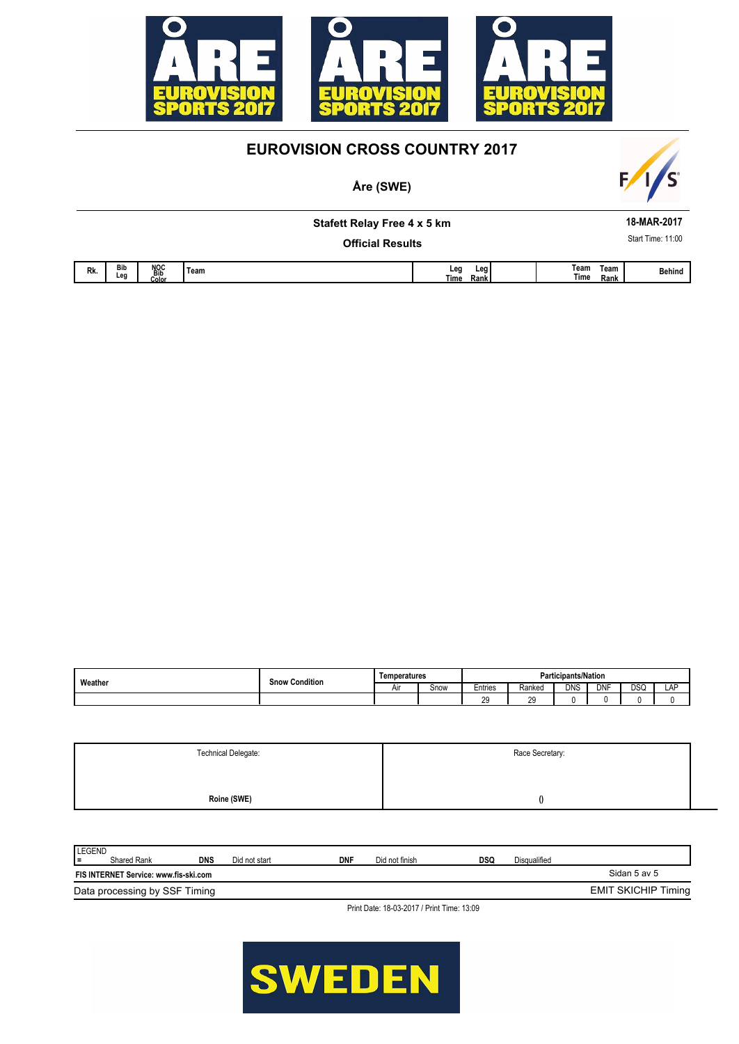# EUROVISION CROSS COUNTRY 2017

**Åre (SWE)**

**Stafett Relay Free 4 x 5 km**

**Official Results**

**18-MAR-2017**

Start Time: 11:00

| Rk. | Bib Leg | NOC Bib Color | Team | Leg Time | Leg Rank | | Team Time | Team Rank | Behind |
|---|---|---|---|---|---|---|---|---|---|

| Weather | Snow Condition | Temperatures | | Participants/Nation | | | | | |
|---|---|---|---|---|---|---|---|---|---|
| | | Air | Snow | Entries | Ranked | DNS | DNF | DSQ | LAP |
| | | | | 29 | 29 | 0 | 0 | 0 | 0 |

| Technical Delegate: | Race Secretary: |
|---|---|
| Roine (SWE) | () |

LEGEND
= Shared Rank **DNS** Did not start **DNF** Did not finish **DSQ** Disqualified

**FIS INTERNET Service: www.fis-ski.com**

Data processing by SSF Timing

EMIT SKICHIP Timing

Print Date: 18-03-2017 / Print Time: 13:09